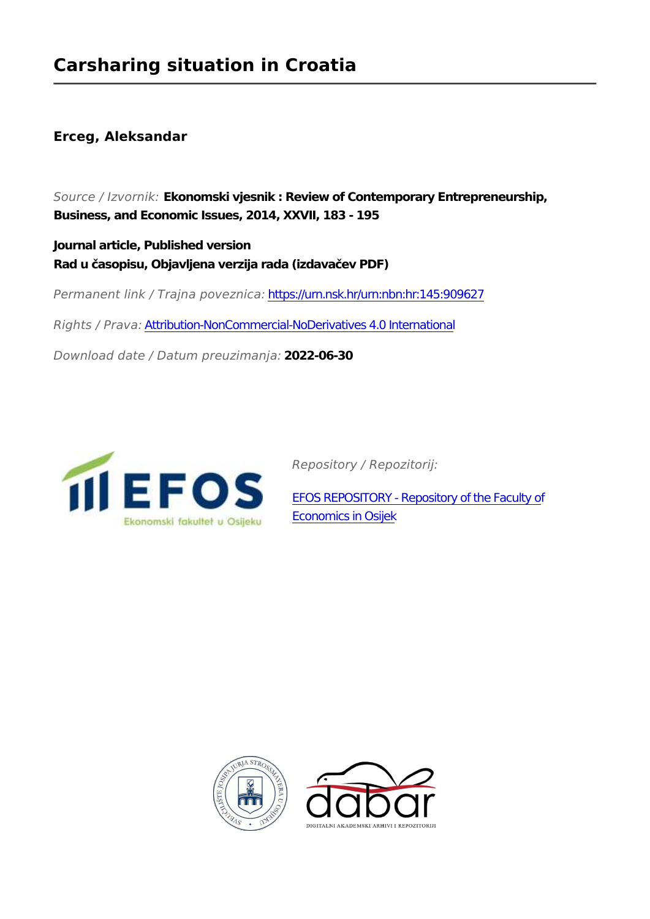# Carsharing situation in Croatia

**Erceg, Aleksandar**

*Source / Izvornik:* **Ekonomski vjesnik : Review of Contemporary Entrepreneurship, Business, and Economic Issues, 2014, XXVII, 183 - 195**

**Journal article, Published version**
**Rad u časopisu, Objavljena verzija rada (izdavačev PDF)**

*Permanent link / Trajna poveznica:* https://urn.nsk.hr/urn:nbn:hr:145:909627

*Rights / Prava:* Attribution-NonCommercial-NoDerivatives 4.0 International

*Download date / Datum preuzimanja:* **2022-06-30**

*Repository / Repozitorij:*

EFOS REPOSITORY - Repository of the Faculty of Economics in Osijek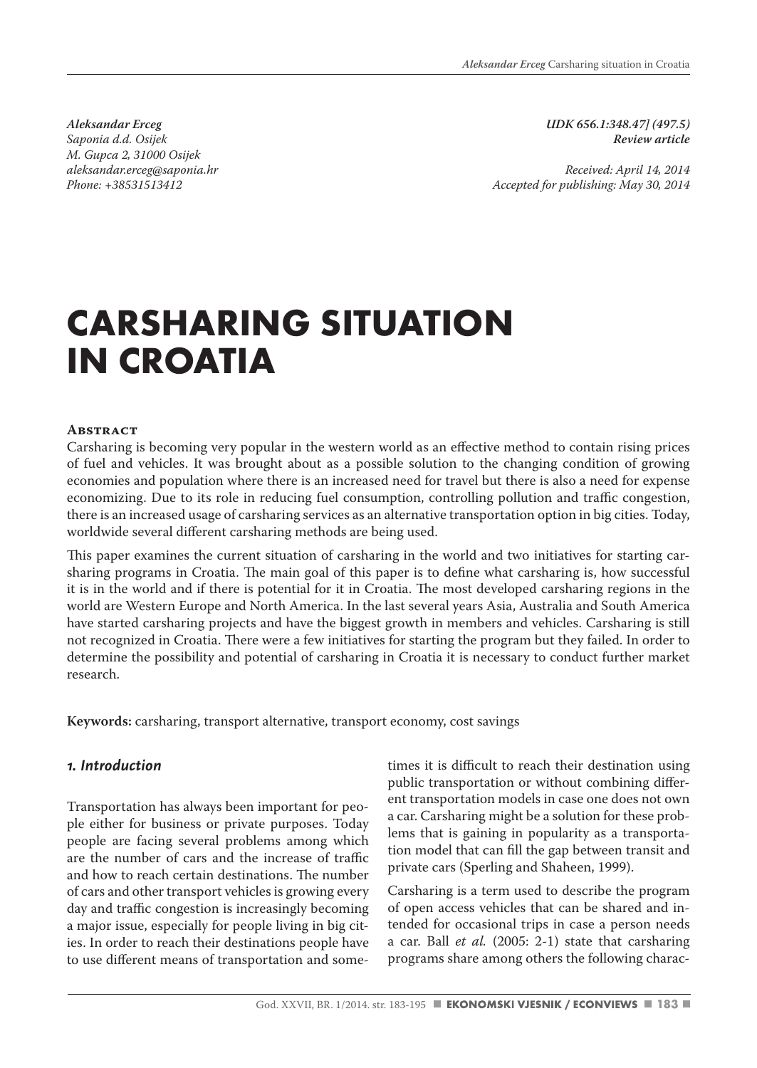*Aleksandar Erceg*
*Saponia d.d. Osijek*
*M. Gupca 2, 31000 Osijek*
*aleksandar.erceg@saponia.hr*
*Phone: +38531513412*

*UDK 656.1:348.47] (497.5)*
*Review article*

*Received: April 14, 2014*
*Accepted for publishing: May 30, 2014*

# CARSHARING SITUATION IN CROATIA

## Abstract

Carsharing is becoming very popular in the western world as an effective method to contain rising prices of fuel and vehicles. It was brought about as a possible solution to the changing condition of growing economies and population where there is an increased need for travel but there is also a need for expense economizing. Due to its role in reducing fuel consumption, controlling pollution and traffic congestion, there is an increased usage of carsharing services as an alternative transportation option in big cities. Today, worldwide several different carsharing methods are being used.

This paper examines the current situation of carsharing in the world and two initiatives for starting carsharing programs in Croatia. The main goal of this paper is to define what carsharing is, how successful it is in the world and if there is potential for it in Croatia. The most developed carsharing regions in the world are Western Europe and North America. In the last several years Asia, Australia and South America have started carsharing projects and have the biggest growth in members and vehicles. Carsharing is still not recognized in Croatia. There were a few initiatives for starting the program but they failed. In order to determine the possibility and potential of carsharing in Croatia it is necessary to conduct further market research.

**Keywords:** carsharing, transport alternative, transport economy, cost savings

## *1. Introduction*

Transportation has always been important for people either for business or private purposes. Today people are facing several problems among which are the number of cars and the increase of traffic and how to reach certain destinations. The number of cars and other transport vehicles is growing every day and traffic congestion is increasingly becoming a major issue, especially for people living in big cities. In order to reach their destinations people have to use different means of transportation and sometimes it is difficult to reach their destination using public transportation or without combining different transportation models in case one does not own a car. Carsharing might be a solution for these problems that is gaining in popularity as a transportation model that can fill the gap between transit and private cars (Sperling and Shaheen, 1999).

Carsharing is a term used to describe the program of open access vehicles that can be shared and intended for occasional trips in case a person needs a car. Ball *et al.* (2005: 2-1) state that carsharing programs share among others the following charac-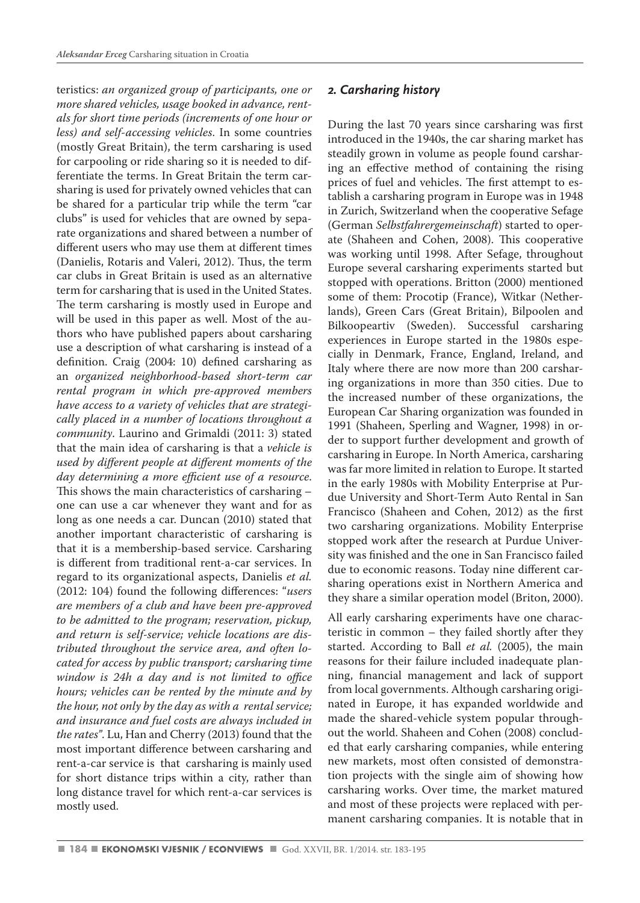teristics: *an organized group of participants, one or more shared vehicles, usage booked in advance, rentals for short time periods (increments of one hour or less) and self-accessing vehicles*. In some countries (mostly Great Britain), the term carsharing is used for carpooling or ride sharing so it is needed to differentiate the terms. In Great Britain the term carsharing is used for privately owned vehicles that can be shared for a particular trip while the term "car clubs" is used for vehicles that are owned by separate organizations and shared between a number of different users who may use them at different times (Danielis, Rotaris and Valeri, 2012). Thus, the term car clubs in Great Britain is used as an alternative term for carsharing that is used in the United States. The term carsharing is mostly used in Europe and will be used in this paper as well. Most of the authors who have published papers about carsharing use a description of what carsharing is instead of a definition. Craig (2004: 10) defined carsharing as an *organized neighborhood-based short-term car rental program in which pre-approved members have access to a variety of vehicles that are strategically placed in a number of locations throughout a community*. Laurino and Grimaldi (2011: 3) stated that the main idea of carsharing is that a *vehicle is used by different people at different moments of the day determining a more efficient use of a resource*. This shows the main characteristics of carsharing – one can use a car whenever they want and for as long as one needs a car. Duncan (2010) stated that another important characteristic of carsharing is that it is a membership-based service. Carsharing is different from traditional rent-a-car services. In regard to its organizational aspects, Danielis *et al.* (2012: 104) found the following differences: "*users are members of a club and have been pre-approved to be admitted to the program; reservation, pickup, and return is self-service; vehicle locations are distributed throughout the service area, and often located for access by public transport; carsharing time window is 24h a day and is not limited to office hours; vehicles can be rented by the minute and by the hour, not only by the day as with a rental service; and insurance and fuel costs are always included in the rates*". Lu, Han and Cherry (2013) found that the most important difference between carsharing and rent-a-car service is that carsharing is mainly used for short distance trips within a city, rather than long distance travel for which rent-a-car services is mostly used.

## *2. Carsharing history*

During the last 70 years since carsharing was first introduced in the 1940s, the car sharing market has steadily grown in volume as people found carsharing an effective method of containing the rising prices of fuel and vehicles. The first attempt to establish a carsharing program in Europe was in 1948 in Zurich, Switzerland when the cooperative Sefage (German *Selbstfahrergemeinschaft*) started to operate (Shaheen and Cohen, 2008). This cooperative was working until 1998. After Sefage, throughout Europe several carsharing experiments started but stopped with operations. Britton (2000) mentioned some of them: Procotip (France), Witkar (Netherlands), Green Cars (Great Britain), Bilpoolen and Bilkoopeartiv (Sweden). Successful carsharing experiences in Europe started in the 1980s especially in Denmark, France, England, Ireland, and Italy where there are now more than 200 carsharing organizations in more than 350 cities. Due to the increased number of these organizations, the European Car Sharing organization was founded in 1991 (Shaheen, Sperling and Wagner, 1998) in order to support further development and growth of carsharing in Europe. In North America, carsharing was far more limited in relation to Europe. It started in the early 1980s with Mobility Enterprise at Purdue University and Short-Term Auto Rental in San Francisco (Shaheen and Cohen, 2012) as the first two carsharing organizations. Mobility Enterprise stopped work after the research at Purdue University was finished and the one in San Francisco failed due to economic reasons. Today nine different carsharing operations exist in Northern America and they share a similar operation model (Briton, 2000).

All early carsharing experiments have one characteristic in common – they failed shortly after they started. According to Ball *et al.* (2005), the main reasons for their failure included inadequate planning, financial management and lack of support from local governments. Although carsharing originated in Europe, it has expanded worldwide and made the shared-vehicle system popular throughout the world. Shaheen and Cohen (2008) concluded that early carsharing companies, while entering new markets, most often consisted of demonstration projects with the single aim of showing how carsharing works. Over time, the market matured and most of these projects were replaced with permanent carsharing companies. It is notable that in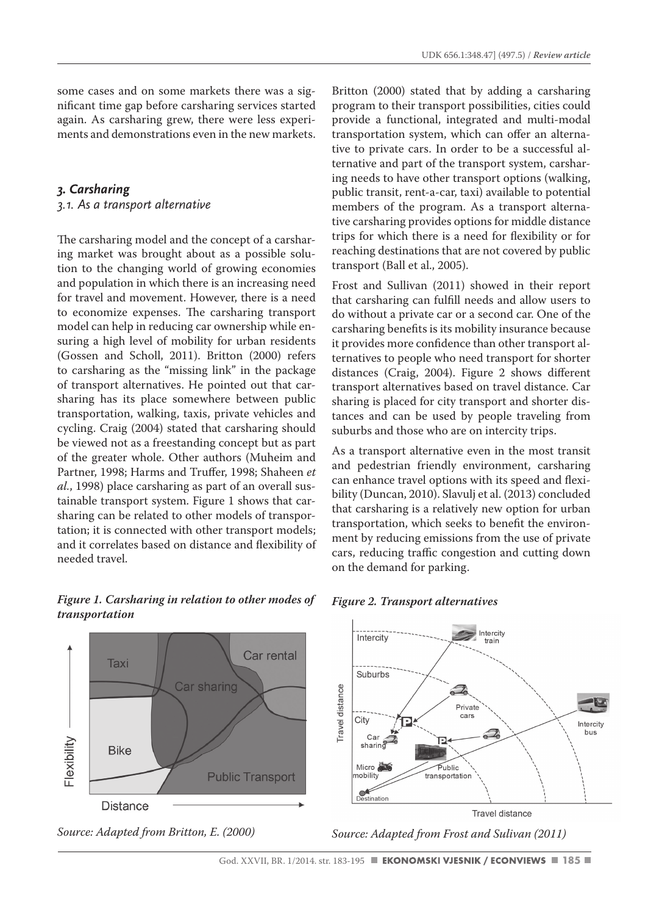some cases and on some markets there was a significant time gap before carsharing services started again. As carsharing grew, there were less experiments and demonstrations even in the new markets.

## *3. Carsharing*

### *3.1. As a transport alternative*

The carsharing model and the concept of a carsharing market was brought about as a possible solution to the changing world of growing economies and population in which there is an increasing need for travel and movement. However, there is a need to economize expenses. The carsharing transport model can help in reducing car ownership while ensuring a high level of mobility for urban residents (Gossen and Scholl, 2011). Britton (2000) refers to carsharing as the "missing link" in the package of transport alternatives. He pointed out that carsharing has its place somewhere between public transportation, walking, taxis, private vehicles and cycling. Craig (2004) stated that carsharing should be viewed not as a freestanding concept but as part of the greater whole. Other authors (Muheim and Partner, 1998; Harms and Truffer, 1998; Shaheen *et al.*, 1998) place carsharing as part of an overall sustainable transport system. Figure 1 shows that carsharing can be related to other models of transportation; it is connected with other transport models; and it correlates based on distance and flexibility of needed travel.

Britton (2000) stated that by adding a carsharing program to their transport possibilities, cities could provide a functional, integrated and multi-modal transportation system, which can offer an alternative to private cars. In order to be a successful alternative and part of the transport system, carsharing needs to have other transport options (walking, public transit, rent-a-car, taxi) available to potential members of the program. As a transport alternative carsharing provides options for middle distance trips for which there is a need for flexibility or for reaching destinations that are not covered by public transport (Ball et al., 2005).

Frost and Sullivan (2011) showed in their report that carsharing can fulfill needs and allow users to do without a private car or a second car. One of the carsharing benefits is its mobility insurance because it provides more confidence than other transport alternatives to people who need transport for shorter distances (Craig, 2004). Figure 2 shows different transport alternatives based on travel distance. Car sharing is placed for city transport and shorter distances and can be used by people traveling from suburbs and those who are on intercity trips.

As a transport alternative even in the most transit and pedestrian friendly environment, carsharing can enhance travel options with its speed and flexibility (Duncan, 2010). Slavulj et al. (2013) concluded that carsharing is a relatively new option for urban transportation, which seeks to benefit the environment by reducing emissions from the use of private cars, reducing traffic congestion and cutting down on the demand for parking.

***Figure 1. Carsharing in relation to other modes of transportation***

*Source: Adapted from Britton, E. (2000)*

***Figure 2. Transport alternatives***

*Source: Adapted from Frost and Sulivan (2011)*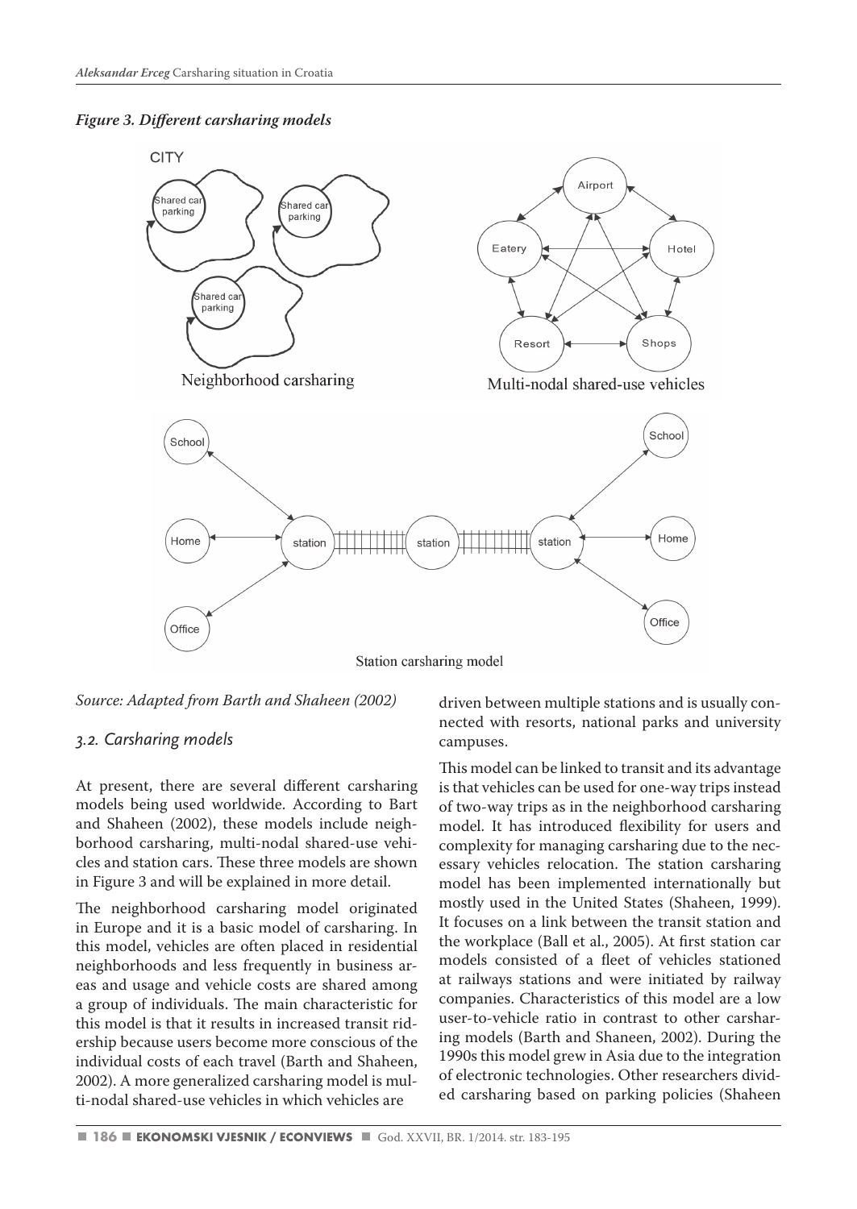*Figure 3. Different carsharing models*

Source: Adapted from Barth and Shaheen (2002)

### 3.2. Carsharing models

At present, there are several different carsharing models being used worldwide. According to Bart and Shaheen (2002), these models include neighborhood carsharing, multi-nodal shared-use vehicles and station cars. These three models are shown in Figure 3 and will be explained in more detail.

The neighborhood carsharing model originated in Europe and it is a basic model of carsharing. In this model, vehicles are often placed in residential neighborhoods and less frequently in business areas and usage and vehicle costs are shared among a group of individuals. The main characteristic for this model is that it results in increased transit ridership because users become more conscious of the individual costs of each travel (Barth and Shaheen, 2002). A more generalized carsharing model is multi-nodal shared-use vehicles in which vehicles are driven between multiple stations and is usually connected with resorts, national parks and university campuses.

This model can be linked to transit and its advantage is that vehicles can be used for one-way trips instead of two-way trips as in the neighborhood carsharing model. It has introduced flexibility for users and complexity for managing carsharing due to the necessary vehicles relocation. The station carsharing model has been implemented internationally but mostly used in the United States (Shaheen, 1999). It focuses on a link between the transit station and the workplace (Ball et al., 2005). At first station car models consisted of a fleet of vehicles stationed at railways stations and were initiated by railway companies. Characteristics of this model are a low user-to-vehicle ratio in contrast to other carsharing models (Barth and Shaneen, 2002). During the 1990s this model grew in Asia due to the integration of electronic technologies. Other researchers divided carsharing based on parking policies (Shaheen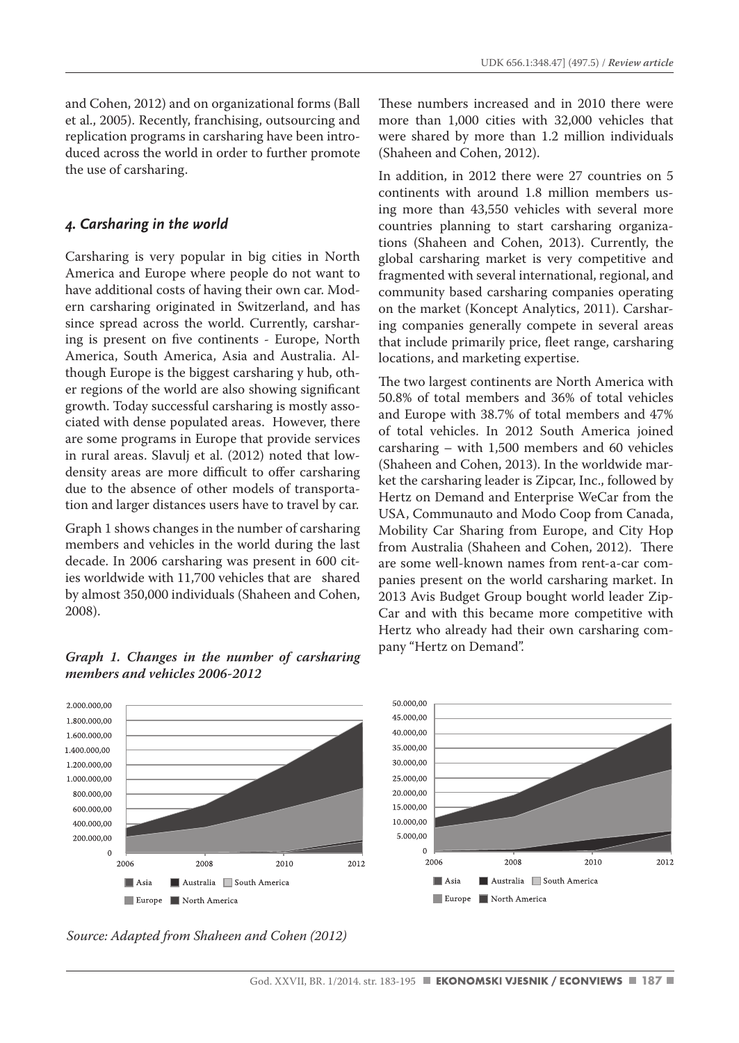and Cohen, 2012) and on organizational forms (Ball et al., 2005). Recently, franchising, outsourcing and replication programs in carsharing have been introduced across the world in order to further promote the use of carsharing.

## *4. Carsharing in the world*

Carsharing is very popular in big cities in North America and Europe where people do not want to have additional costs of having their own car. Modern carsharing originated in Switzerland, and has since spread across the world. Currently, carsharing is present on five continents - Europe, North America, South America, Asia and Australia. Although Europe is the biggest carsharing y hub, other regions of the world are also showing significant growth. Today successful carsharing is mostly associated with dense populated areas. However, there are some programs in Europe that provide services in rural areas. Slavulj et al. (2012) noted that low-density areas are more difficult to offer carsharing due to the absence of other models of transportation and larger distances users have to travel by car.

Graph 1 shows changes in the number of carsharing members and vehicles in the world during the last decade. In 2006 carsharing was present in 600 cities worldwide with 11,700 vehicles that are shared by almost 350,000 individuals (Shaheen and Cohen, 2008).

***Graph 1. Changes in the number of carsharing members and vehicles 2006-2012***

*Source: Adapted from Shaheen and Cohen (2012)*

These numbers increased and in 2010 there were more than 1,000 cities with 32,000 vehicles that were shared by more than 1.2 million individuals (Shaheen and Cohen, 2012).

In addition, in 2012 there were 27 countries on 5 continents with around 1.8 million members using more than 43,550 vehicles with several more countries planning to start carsharing organizations (Shaheen and Cohen, 2013). Currently, the global carsharing market is very competitive and fragmented with several international, regional, and community based carsharing companies operating on the market (Koncept Analytics, 2011). Carsharing companies generally compete in several areas that include primarily price, fleet range, carsharing locations, and marketing expertise.

The two largest continents are North America with 50.8% of total members and 36% of total vehicles and Europe with 38.7% of total members and 47% of total vehicles. In 2012 South America joined carsharing – with 1,500 members and 60 vehicles (Shaheen and Cohen, 2013). In the worldwide market the carsharing leader is Zipcar, Inc., followed by Hertz on Demand and Enterprise WeCar from the USA, Communauto and Modo Coop from Canada, Mobility Car Sharing from Europe, and City Hop from Australia (Shaheen and Cohen, 2012). There are some well-known names from rent-a-car companies present on the world carsharing market. In 2013 Avis Budget Group bought world leader ZipCar and with this became more competitive with Hertz who already had their own carsharing company "Hertz on Demand".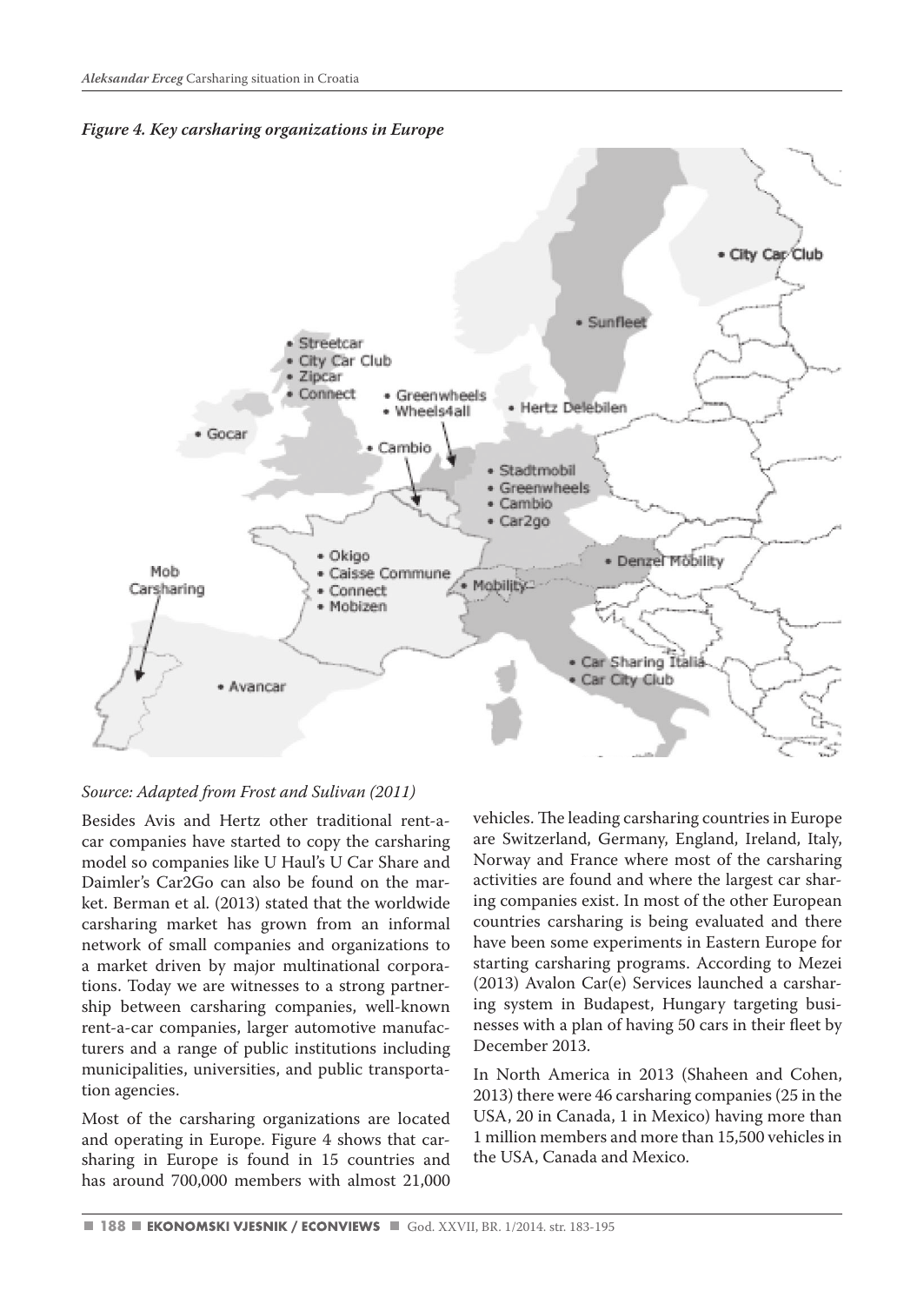*Figure 4. Key carsharing organizations in Europe*

*Source: Adapted from Frost and Sulivan (2011)*

Besides Avis and Hertz other traditional rent-a-car companies have started to copy the carsharing model so companies like U Haul's U Car Share and Daimler's Car2Go can also be found on the market. Berman et al. (2013) stated that the worldwide carsharing market has grown from an informal network of small companies and organizations to a market driven by major multinational corporations. Today we are witnesses to a strong partnership between carsharing companies, well-known rent-a-car companies, larger automotive manufacturers and a range of public institutions including municipalities, universities, and public transportation agencies.

Most of the carsharing organizations are located and operating in Europe. Figure 4 shows that carsharing in Europe is found in 15 countries and has around 700,000 members with almost 21,000 vehicles. The leading carsharing countries in Europe are Switzerland, Germany, England, Ireland, Italy, Norway and France where most of the carsharing activities are found and where the largest car sharing companies exist. In most of the other European countries carsharing is being evaluated and there have been some experiments in Eastern Europe for starting carsharing programs. According to Mezei (2013) Avalon Car(e) Services launched a carsharing system in Budapest, Hungary targeting businesses with a plan of having 50 cars in their fleet by December 2013.

In North America in 2013 (Shaheen and Cohen, 2013) there were 46 carsharing companies (25 in the USA, 20 in Canada, 1 in Mexico) having more than 1 million members and more than 15,500 vehicles in the USA, Canada and Mexico.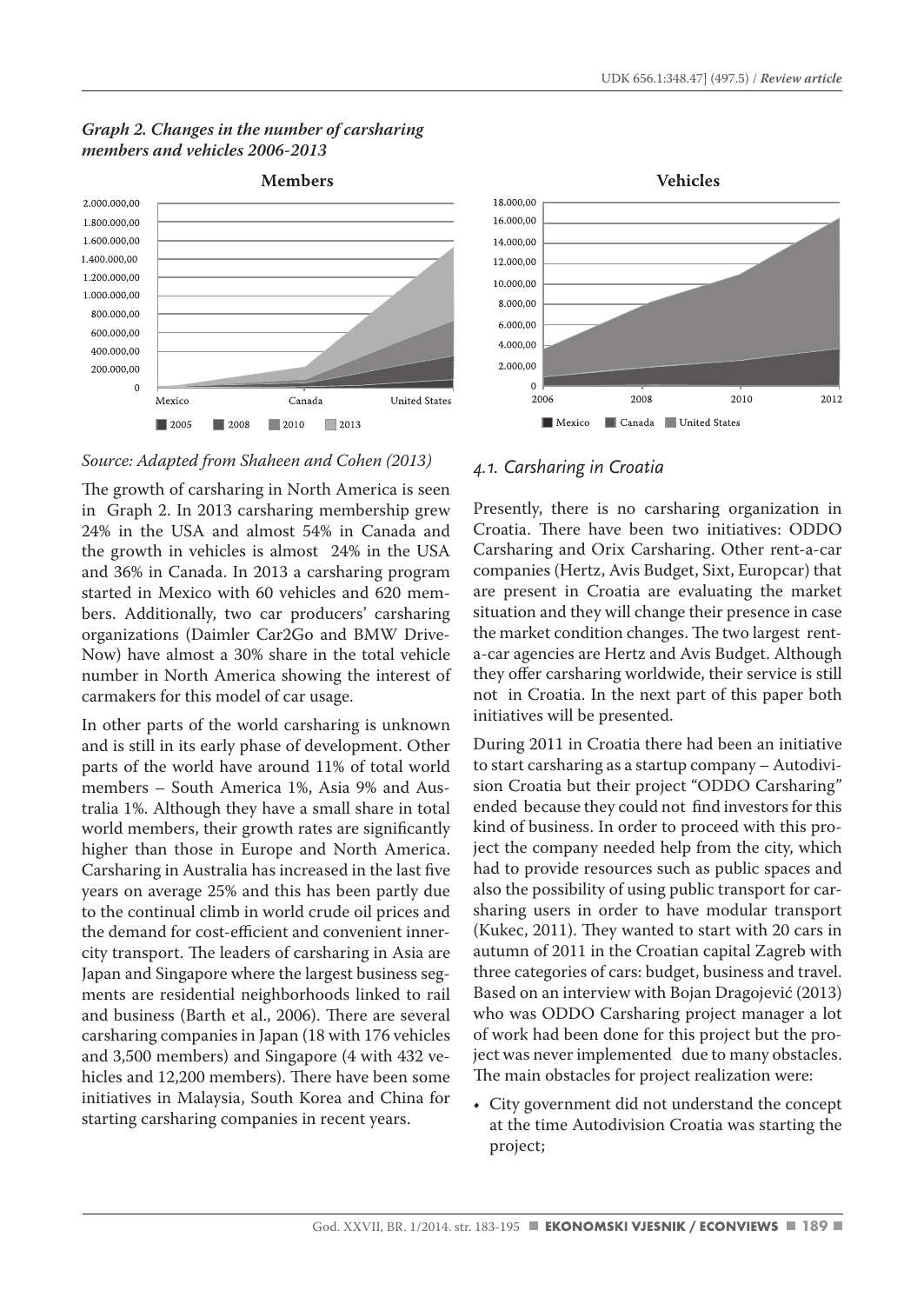*Graph 2. Changes in the number of carsharing members and vehicles 2006-2013*

*Source: Adapted from Shaheen and Cohen (2013)*

The growth of carsharing in North America is seen in Graph 2. In 2013 carsharing membership grew 24% in the USA and almost 54% in Canada and the growth in vehicles is almost 24% in the USA and 36% in Canada. In 2013 a carsharing program started in Mexico with 60 vehicles and 620 members. Additionally, two car producers' carsharing organizations (Daimler Car2Go and BMW DriveNow) have almost a 30% share in the total vehicle number in North America showing the interest of carmakers for this model of car usage.

In other parts of the world carsharing is unknown and is still in its early phase of development. Other parts of the world have around 11% of total world members – South America 1%, Asia 9% and Australia 1%. Although they have a small share in total world members, their growth rates are significantly higher than those in Europe and North America. Carsharing in Australia has increased in the last five years on average 25% and this has been partly due to the continual climb in world crude oil prices and the demand for cost-efficient and convenient innercity transport. The leaders of carsharing in Asia are Japan and Singapore where the largest business segments are residential neighborhoods linked to rail and business (Barth et al., 2006). There are several carsharing companies in Japan (18 with 176 vehicles and 3,500 members) and Singapore (4 with 432 vehicles and 12,200 members). There have been some initiatives in Malaysia, South Korea and China for starting carsharing companies in recent years.

### *4.1. Carsharing in Croatia*

Presently, there is no carsharing organization in Croatia. There have been two initiatives: ODDO Carsharing and Orix Carsharing. Other rent-a-car companies (Hertz, Avis Budget, Sixt, Europcar) that are present in Croatia are evaluating the market situation and they will change their presence in case the market condition changes. The two largest rent-a-car agencies are Hertz and Avis Budget. Although they offer carsharing worldwide, their service is still not in Croatia. In the next part of this paper both initiatives will be presented.

During 2011 in Croatia there had been an initiative to start carsharing as a startup company – Autodivision Croatia but their project "ODDO Carsharing" ended because they could not find investors for this kind of business. In order to proceed with this project the company needed help from the city, which had to provide resources such as public spaces and also the possibility of using public transport for carsharing users in order to have modular transport (Kukec, 2011). They wanted to start with 20 cars in autumn of 2011 in the Croatian capital Zagreb with three categories of cars: budget, business and travel. Based on an interview with Bojan Dragojević (2013) who was ODDO Carsharing project manager a lot of work had been done for this project but the project was never implemented due to many obstacles. The main obstacles for project realization were:

- City government did not understand the concept at the time Autodivision Croatia was starting the project;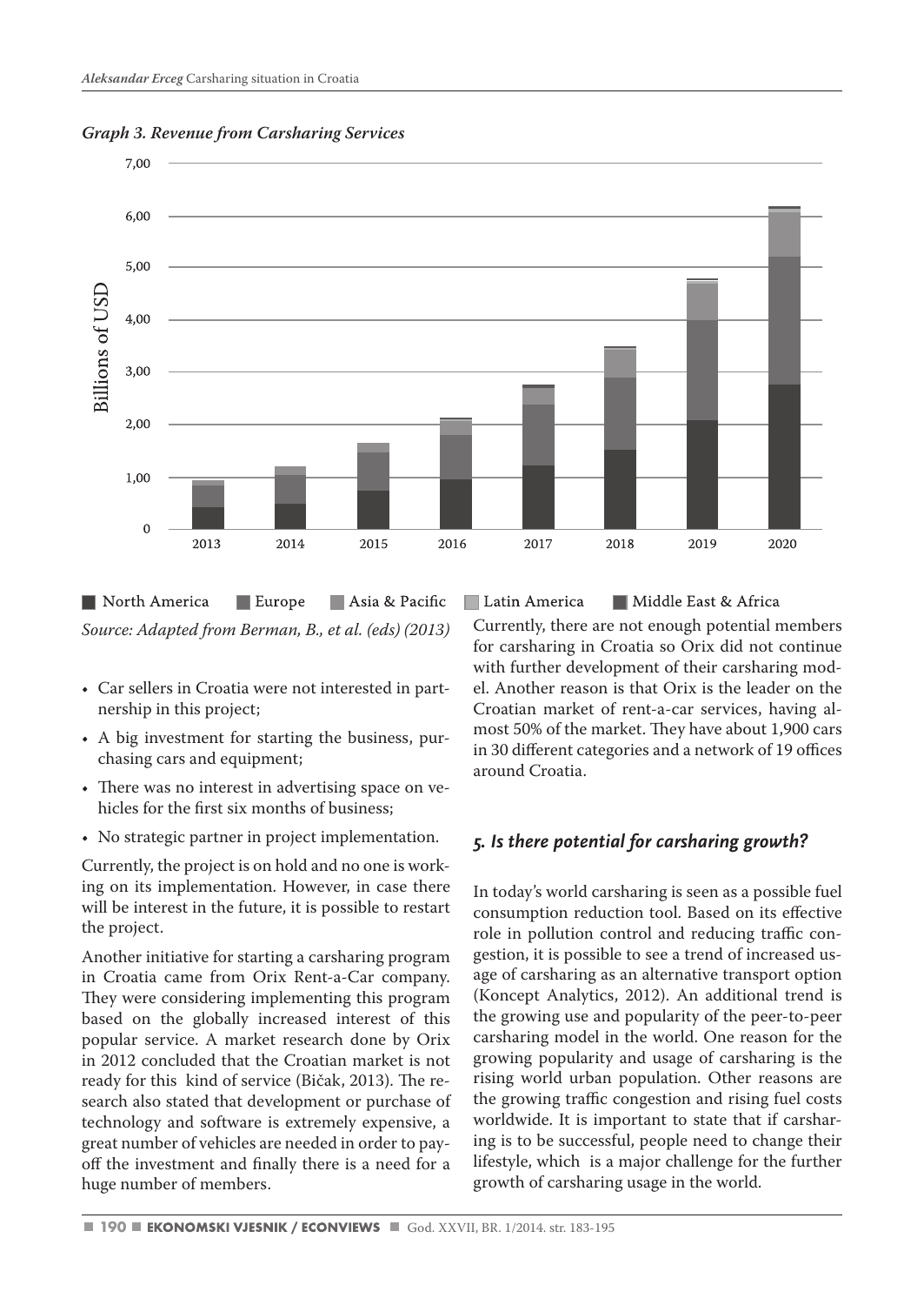*Graph 3. Revenue from Carsharing Services*

North America · Europe · Asia & Pacific · Latin America · Middle East & Africa

*Source: Adapted from Berman, B., et al. (eds) (2013)*

- Car sellers in Croatia were not interested in partnership in this project;
- A big investment for starting the business, purchasing cars and equipment;
- There was no interest in advertising space on vehicles for the first six months of business;
- No strategic partner in project implementation.

Currently, the project is on hold and no one is working on its implementation. However, in case there will be interest in the future, it is possible to restart the project.

Another initiative for starting a carsharing program in Croatia came from Orix Rent-a-Car company. They were considering implementing this program based on the globally increased interest of this popular service. A market research done by Orix in 2012 concluded that the Croatian market is not ready for this kind of service (Bičak, 2013). The research also stated that development or purchase of technology and software is extremely expensive, a great number of vehicles are needed in order to payoff the investment and finally there is a need for a huge number of members.

Currently, there are not enough potential members for carsharing in Croatia so Orix did not continue with further development of their carsharing model. Another reason is that Orix is the leader on the Croatian market of rent-a-car services, having almost 50% of the market. They have about 1,900 cars in 30 different categories and a network of 19 offices around Croatia.

## *5. Is there potential for carsharing growth?*

In today's world carsharing is seen as a possible fuel consumption reduction tool. Based on its effective role in pollution control and reducing traffic congestion, it is possible to see a trend of increased usage of carsharing as an alternative transport option (Koncept Analytics, 2012). An additional trend is the growing use and popularity of the peer-to-peer carsharing model in the world. One reason for the growing popularity and usage of carsharing is the rising world urban population. Other reasons are the growing traffic congestion and rising fuel costs worldwide. It is important to state that if carsharing is to be successful, people need to change their lifestyle, which is a major challenge for the further growth of carsharing usage in the world.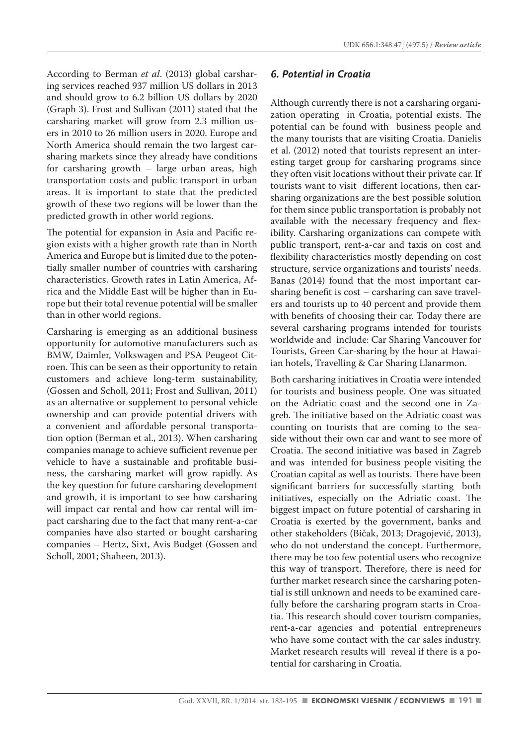According to Berman *et al*. (2013) global carsharing services reached 937 million US dollars in 2013 and should grow to 6.2 billion US dollars by 2020 (Graph 3). Frost and Sullivan (2011) stated that the carsharing market will grow from 2.3 million users in 2010 to 26 million users in 2020. Europe and North America should remain the two largest carsharing markets since they already have conditions for carsharing growth – large urban areas, high transportation costs and public transport in urban areas. It is important to state that the predicted growth of these two regions will be lower than the predicted growth in other world regions.

The potential for expansion in Asia and Pacific region exists with a higher growth rate than in North America and Europe but is limited due to the potentially smaller number of countries with carsharing characteristics. Growth rates in Latin America, Africa and the Middle East will be higher than in Europe but their total revenue potential will be smaller than in other world regions.

Carsharing is emerging as an additional business opportunity for automotive manufacturers such as BMW, Daimler, Volkswagen and PSA Peugeot Citroen. This can be seen as their opportunity to retain customers and achieve long-term sustainability, (Gossen and Scholl, 2011; Frost and Sullivan, 2011) as an alternative or supplement to personal vehicle ownership and can provide potential drivers with a convenient and affordable personal transportation option (Berman et al., 2013). When carsharing companies manage to achieve sufficient revenue per vehicle to have a sustainable and profitable business, the carsharing market will grow rapidly. As the key question for future carsharing development and growth, it is important to see how carsharing will impact car rental and how car rental will impact carsharing due to the fact that many rent-a-car companies have also started or bought carsharing companies – Hertz, Sixt, Avis Budget (Gossen and Scholl, 2001; Shaheen, 2013).

## 6. Potential in Croatia

Although currently there is not a carsharing organization operating in Croatia, potential exists. The potential can be found with business people and the many tourists that are visiting Croatia. Danielis et al. (2012) noted that tourists represent an interesting target group for carsharing programs since they often visit locations without their private car. If tourists want to visit different locations, then carsharing organizations are the best possible solution for them since public transportation is probably not available with the necessary frequency and flexibility. Carsharing organizations can compete with public transport, rent-a-car and taxis on cost and flexibility characteristics mostly depending on cost structure, service organizations and tourists' needs. Banas (2014) found that the most important carsharing benefit is cost – carsharing can save travelers and tourists up to 40 percent and provide them with benefits of choosing their car. Today there are several carsharing programs intended for tourists worldwide and include: Car Sharing Vancouver for Tourists, Green Car-sharing by the hour at Hawaiian hotels, Travelling & Car Sharing Llanarmon.

Both carsharing initiatives in Croatia were intended for tourists and business people. One was situated on the Adriatic coast and the second one in Zagreb. The initiative based on the Adriatic coast was counting on tourists that are coming to the seaside without their own car and want to see more of Croatia. The second initiative was based in Zagreb and was intended for business people visiting the Croatian capital as well as tourists. There have been significant barriers for successfully starting both initiatives, especially on the Adriatic coast. The biggest impact on future potential of carsharing in Croatia is exerted by the government, banks and other stakeholders (Bičak, 2013; Dragojević, 2013), who do not understand the concept. Furthermore, there may be too few potential users who recognize this way of transport. Therefore, there is need for further market research since the carsharing potential is still unknown and needs to be examined carefully before the carsharing program starts in Croatia. This research should cover tourism companies, rent-a-car agencies and potential entrepreneurs who have some contact with the car sales industry. Market research results will reveal if there is a potential for carsharing in Croatia.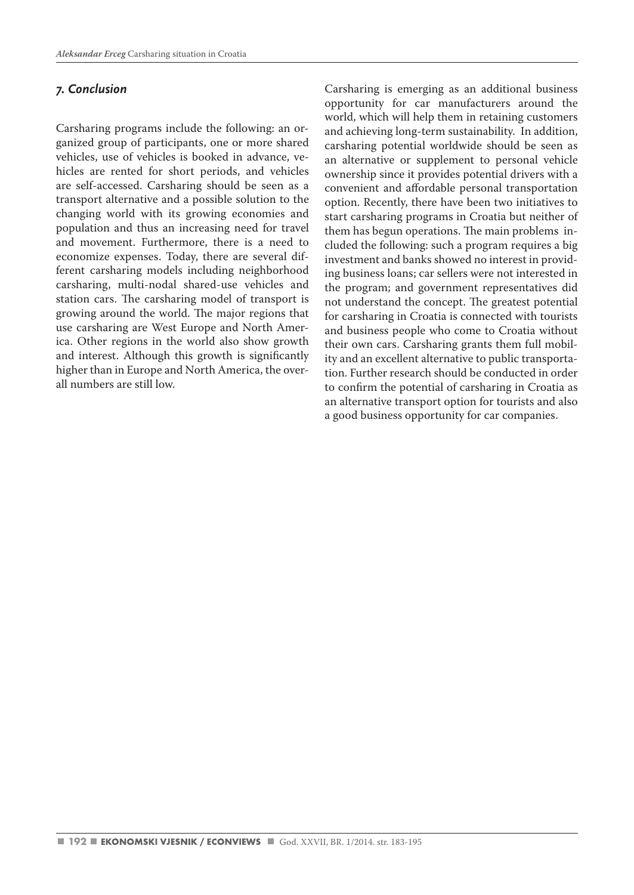## *7. Conclusion*

Carsharing programs include the following: an organized group of participants, one or more shared vehicles, use of vehicles is booked in advance, vehicles are rented for short periods, and vehicles are self-accessed. Carsharing should be seen as a transport alternative and a possible solution to the changing world with its growing economies and population and thus an increasing need for travel and movement. Furthermore, there is a need to economize expenses. Today, there are several different carsharing models including neighborhood carsharing, multi-nodal shared-use vehicles and station cars. The carsharing model of transport is growing around the world. The major regions that use carsharing are West Europe and North America. Other regions in the world also show growth and interest. Although this growth is significantly higher than in Europe and North America, the overall numbers are still low.

Carsharing is emerging as an additional business opportunity for car manufacturers around the world, which will help them in retaining customers and achieving long-term sustainability. In addition, carsharing potential worldwide should be seen as an alternative or supplement to personal vehicle ownership since it provides potential drivers with a convenient and affordable personal transportation option. Recently, there have been two initiatives to start carsharing programs in Croatia but neither of them has begun operations. The main problems included the following: such a program requires a big investment and banks showed no interest in providing business loans; car sellers were not interested in the program; and government representatives did not understand the concept. The greatest potential for carsharing in Croatia is connected with tourists and business people who come to Croatia without their own cars. Carsharing grants them full mobility and an excellent alternative to public transportation. Further research should be conducted in order to confirm the potential of carsharing in Croatia as an alternative transport option for tourists and also a good business opportunity for car companies.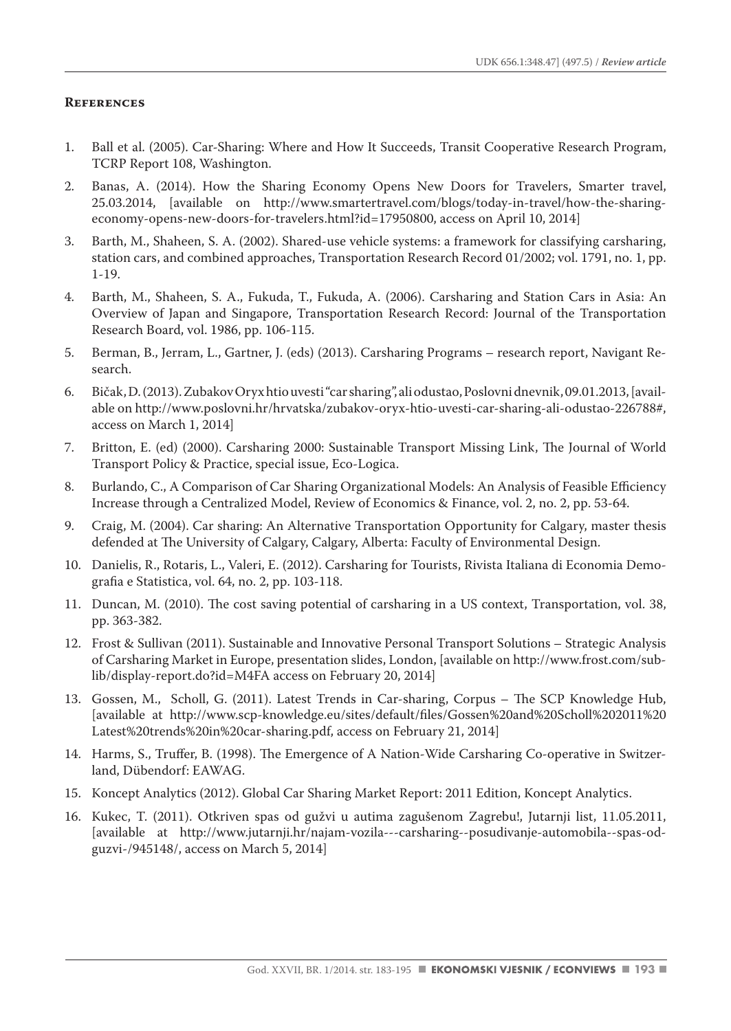## References

1. Ball et al. (2005). Car-Sharing: Where and How It Succeeds, Transit Cooperative Research Program, TCRP Report 108, Washington.
2. Banas, A. (2014). How the Sharing Economy Opens New Doors for Travelers, Smarter travel, 25.03.2014, [available on http://www.smartertravel.com/blogs/today-in-travel/how-the-sharing-economy-opens-new-doors-for-travelers.html?id=17950800, access on April 10, 2014]
3. Barth, M., Shaheen, S. A. (2002). Shared-use vehicle systems: a framework for classifying carsharing, station cars, and combined approaches, Transportation Research Record 01/2002; vol. 1791, no. 1, pp. 1-19.
4. Barth, M., Shaheen, S. A., Fukuda, T., Fukuda, A. (2006). Carsharing and Station Cars in Asia: An Overview of Japan and Singapore, Transportation Research Record: Journal of the Transportation Research Board, vol. 1986, pp. 106-115.
5. Berman, B., Jerram, L., Gartner, J. (eds) (2013). Carsharing Programs – research report, Navigant Research.
6. Bičak, D. (2013). Zubakov Oryx htio uvesti "car sharing", ali odustao, Poslovni dnevnik, 09.01.2013, [available on http://www.poslovni.hr/hrvatska/zubakov-oryx-htio-uvesti-car-sharing-ali-odustao-226788#, access on March 1, 2014]
7. Britton, E. (ed) (2000). Carsharing 2000: Sustainable Transport Missing Link, The Journal of World Transport Policy & Practice, special issue, Eco-Logica.
8. Burlando, C., A Comparison of Car Sharing Organizational Models: An Analysis of Feasible Efficiency Increase through a Centralized Model, Review of Economics & Finance, vol. 2, no. 2, pp. 53-64.
9. Craig, M. (2004). Car sharing: An Alternative Transportation Opportunity for Calgary, master thesis defended at The University of Calgary, Calgary, Alberta: Faculty of Environmental Design.
10. Danielis, R., Rotaris, L., Valeri, E. (2012). Carsharing for Tourists, Rivista Italiana di Economia Demografia e Statistica, vol. 64, no. 2, pp. 103-118.
11. Duncan, M. (2010). The cost saving potential of carsharing in a US context, Transportation, vol. 38, pp. 363-382.
12. Frost & Sullivan (2011). Sustainable and Innovative Personal Transport Solutions – Strategic Analysis of Carsharing Market in Europe, presentation slides, London, [available on http://www.frost.com/sublib/display-report.do?id=M4FA access on February 20, 2014]
13. Gossen, M., Scholl, G. (2011). Latest Trends in Car-sharing, Corpus – The SCP Knowledge Hub, [available at http://www.scp-knowledge.eu/sites/default/files/Gossen%20and%20Scholl%202011%20Latest%20trends%20in%20car-sharing.pdf, access on February 21, 2014]
14. Harms, S., Truffer, B. (1998). The Emergence of A Nation-Wide Carsharing Co-operative in Switzerland, Dübendorf: EAWAG.
15. Koncept Analytics (2012). Global Car Sharing Market Report: 2011 Edition, Koncept Analytics.
16. Kukec, T. (2011). Otkriven spas od gužvi u autima zagušenom Zagrebu!, Jutarnji list, 11.05.2011, [available at http://www.jutarnji.hr/najam-vozila---carsharing--posudivanje-automobila--spas-od-guzvi-/945148/, access on March 5, 2014]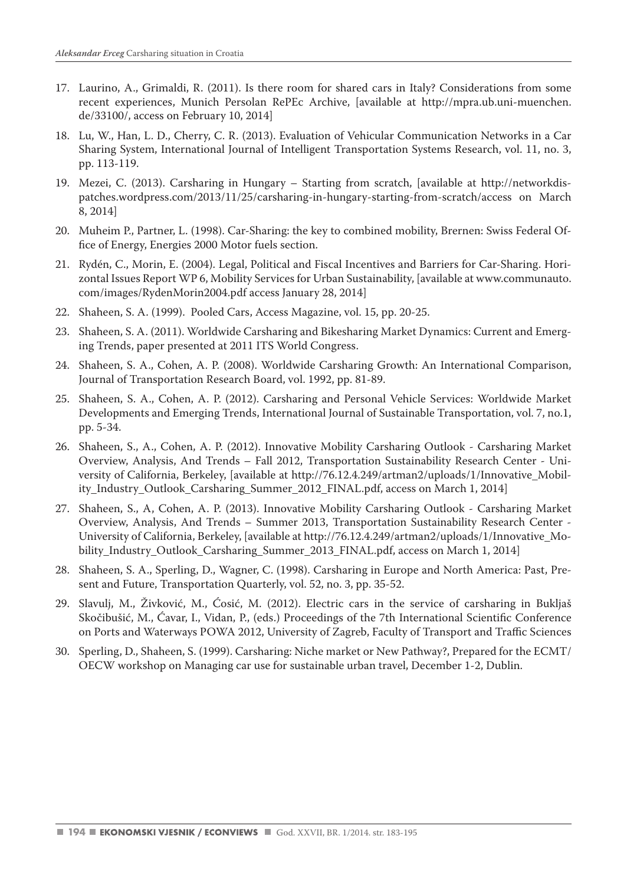17. Laurino, A., Grimaldi, R. (2011). Is there room for shared cars in Italy? Considerations from some recent experiences, Munich Persolan RePEc Archive, [available at http://mpra.ub.uni-muenchen.de/33100/, access on February 10, 2014]
18. Lu, W., Han, L. D., Cherry, C. R. (2013). Evaluation of Vehicular Communication Networks in a Car Sharing System, International Journal of Intelligent Transportation Systems Research, vol. 11, no. 3, pp. 113-119.
19. Mezei, C. (2013). Carsharing in Hungary – Starting from scratch, [available at http://networkdispatches.wordpress.com/2013/11/25/carsharing-in-hungary-starting-from-scratch/access on March 8, 2014]
20. Muheim P., Partner, L. (1998). Car-Sharing: the key to combined mobility, Brernen: Swiss Federal Office of Energy, Energies 2000 Motor fuels section.
21. Rydén, C., Morin, E. (2004). Legal, Political and Fiscal Incentives and Barriers for Car-Sharing. Horizontal Issues Report WP 6, Mobility Services for Urban Sustainability, [available at www.communauto.com/images/RydenMorin2004.pdf access January 28, 2014]
22. Shaheen, S. A. (1999). Pooled Cars, Access Magazine, vol. 15, pp. 20-25.
23. Shaheen, S. A. (2011). Worldwide Carsharing and Bikesharing Market Dynamics: Current and Emerging Trends, paper presented at 2011 ITS World Congress.
24. Shaheen, S. A., Cohen, A. P. (2008). Worldwide Carsharing Growth: An International Comparison, Journal of Transportation Research Board, vol. 1992, pp. 81-89.
25. Shaheen, S. A., Cohen, A. P. (2012). Carsharing and Personal Vehicle Services: Worldwide Market Developments and Emerging Trends, International Journal of Sustainable Transportation, vol. 7, no.1, pp. 5-34.
26. Shaheen, S., A., Cohen, A. P. (2012). Innovative Mobility Carsharing Outlook - Carsharing Market Overview, Analysis, And Trends – Fall 2012, Transportation Sustainability Research Center - University of California, Berkeley, [available at http://76.12.4.249/artman2/uploads/1/Innovative_Mobility_Industry_Outlook_Carsharing_Summer_2012_FINAL.pdf, access on March 1, 2014]
27. Shaheen, S., A, Cohen, A. P. (2013). Innovative Mobility Carsharing Outlook - Carsharing Market Overview, Analysis, And Trends – Summer 2013, Transportation Sustainability Research Center - University of California, Berkeley, [available at http://76.12.4.249/artman2/uploads/1/Innovative_Mobility_Industry_Outlook_Carsharing_Summer_2013_FINAL.pdf, access on March 1, 2014]
28. Shaheen, S. A., Sperling, D., Wagner, C. (1998). Carsharing in Europe and North America: Past, Present and Future, Transportation Quarterly, vol. 52, no. 3, pp. 35-52.
29. Slavulj, M., Živković, M., Ćosić, M. (2012). Electric cars in the service of carsharing in Bukljaš Skočibušić, M., Ćavar, I., Vidan, P., (eds.) Proceedings of the 7th International Scientific Conference on Ports and Waterways POWA 2012, University of Zagreb, Faculty of Transport and Traffic Sciences
30. Sperling, D., Shaheen, S. (1999). Carsharing: Niche market or New Pathway?, Prepared for the ECMT/OECW workshop on Managing car use for sustainable urban travel, December 1-2, Dublin.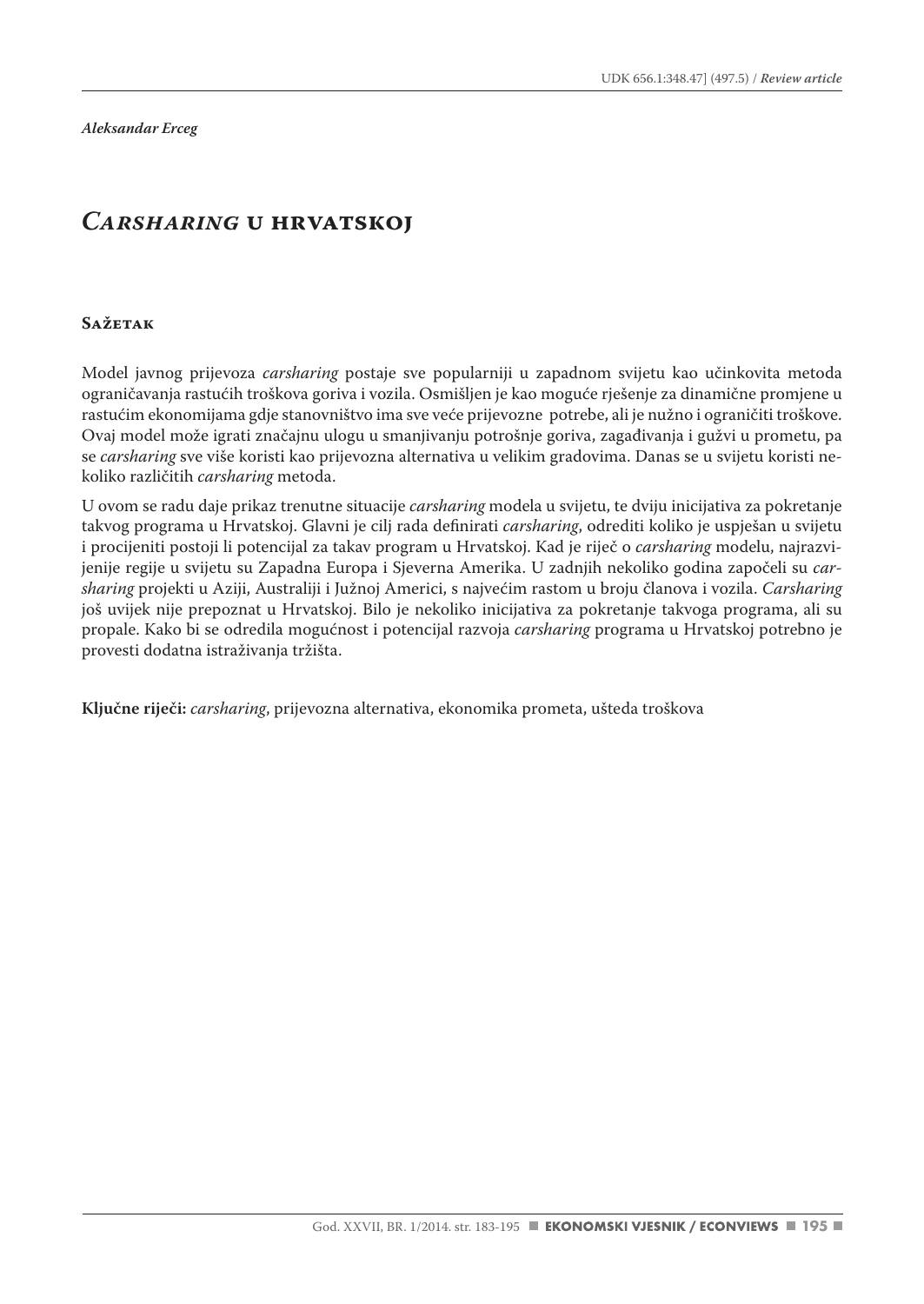*Aleksandar Erceg*

# *Carsharing* u hrvatskoj

## Sažetak

Model javnog prijevoza *carsharing* postaje sve popularniji u zapadnom svijetu kao učinkovita metoda ograničavanja rastućih troškova goriva i vozila. Osmišljen je kao moguće rješenje za dinamične promjene u rastućim ekonomijama gdje stanovništvo ima sve veće prijevozne potrebe, ali je nužno i ograničiti troškove. Ovaj model može igrati značajnu ulogu u smanjivanju potrošnje goriva, zagađivanja i gužvi u prometu, pa se *carsharing* sve više koristi kao prijevozna alternativa u velikim gradovima. Danas se u svijetu koristi nekoliko različitih *carsharing* metoda.

U ovom se radu daje prikaz trenutne situacije *carsharing* modela u svijetu, te dviju inicijativa za pokretanje takvog programa u Hrvatskoj. Glavni je cilj rada definirati *carsharing*, odrediti koliko je uspješan u svijetu i procijeniti postoji li potencijal za takav program u Hrvatskoj. Kad je riječ o *carsharing* modelu, najrazvijenije regije u svijetu su Zapadna Europa i Sjeverna Amerika. U zadnjih nekoliko godina započeli su *carsharing* projekti u Aziji, Australiji i Južnoj Americi, s najvećim rastom u broju članova i vozila. *Carsharing* još uvijek nije prepoznat u Hrvatskoj. Bilo je nekoliko inicijativa za pokretanje takvoga programa, ali su propale. Kako bi se odredila mogućnost i potencijal razvoja *carsharing* programa u Hrvatskoj potrebno je provesti dodatna istraživanja tržišta.

**Ključne riječi:** *carsharing*, prijevozna alternativa, ekonomika prometa, ušteda troškova